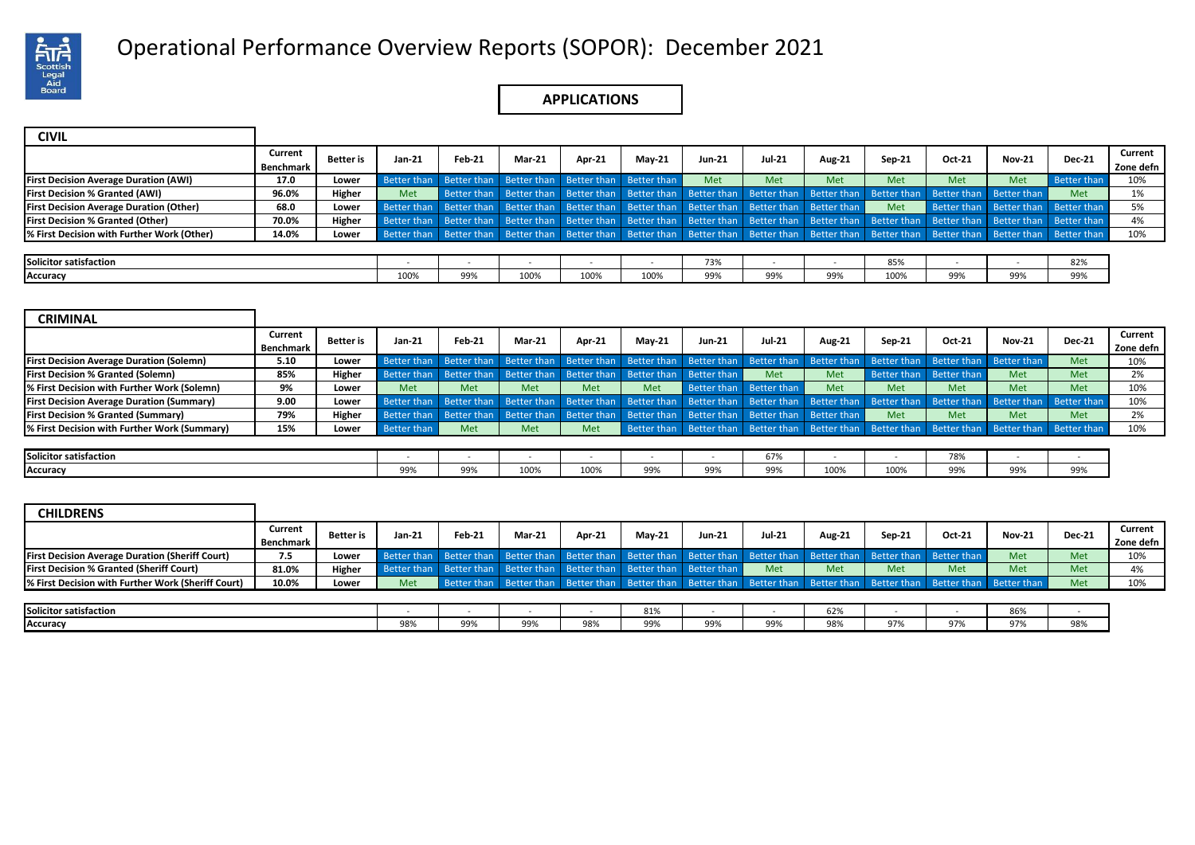# Operational Performance Overview Reports (SOPOR): December 2021

## APPLICATIONS

### CIVIL

| | Current Benchmark | Better is | Jan-21 | Feb-21 | Mar-21 | Apr-21 | May-21 | Jun-21 | Jul-21 | Aug-21 | Sep-21 | Oct-21 | Nov-21 | Dec-21 | Current Zone defn |
|---|---|---|---|---|---|---|---|---|---|---|---|---|---|---|---|
| **First Decision Average Duration (AWI)** | 17.0 | Lower | Better than | Better than | Better than | Better than | Better than | Met | Met | Met | Met | Met | Met | Better than | 10% |
| **First Decision % Granted (AWI)** | 96.0% | Higher | Met | Better than | Better than | Better than | Better than | Better than | Better than | Better than | Better than | Better than | Better than | Met | 1% |
| **First Decision Average Duration (Other)** | 68.0 | Lower | Better than | Better than | Better than | Better than | Better than | Better than | Better than | Better than | Met | Better than | Better than | Better than | 5% |
| **First Decision % Granted (Other)** | 70.0% | Higher | Better than | Better than | Better than | Better than | Better than | Better than | Better than | Better than | Better than | Better than | Better than | Better than | 4% |
| **% First Decision with Further Work (Other)** | 14.0% | Lower | Better than | Better than | Better than | Better than | Better than | Better than | Better than | Better than | Better than | Better than | Better than | Better than | 10% |

| | Jan-21 | Feb-21 | Mar-21 | Apr-21 | May-21 | Jun-21 | Jul-21 | Aug-21 | Sep-21 | Oct-21 | Nov-21 | Dec-21 |
|---|---|---|---|---|---|---|---|---|---|---|---|---|
| **Solicitor satisfaction** | - | - | - | - | - | 73% | - | - | 85% | - | - | 82% |
| **Accuracy** | 100% | 99% | 100% | 100% | 100% | 99% | 99% | 99% | 100% | 99% | 99% | 99% |

### CRIMINAL

| | Current Benchmark | Better is | Jan-21 | Feb-21 | Mar-21 | Apr-21 | May-21 | Jun-21 | Jul-21 | Aug-21 | Sep-21 | Oct-21 | Nov-21 | Dec-21 | Current Zone defn |
|---|---|---|---|---|---|---|---|---|---|---|---|---|---|---|---|
| **First Decision Average Duration (Solemn)** | 5.10 | Lower | Better than | Better than | Better than | Better than | Better than | Better than | Better than | Better than | Better than | Better than | Better than | Met | 10% |
| **First Decision % Granted (Solemn)** | 85% | Higher | Better than | Better than | Better than | Better than | Better than | Better than | Met | Met | Better than | Better than | Met | Met | 2% |
| **% First Decision with Further Work (Solemn)** | 9% | Lower | Met | Met | Met | Met | Met | Better than | Better than | Met | Met | Met | Met | Met | 10% |
| **First Decision Average Duration (Summary)** | 9.00 | Lower | Better than | Better than | Better than | Better than | Better than | Better than | Better than | Better than | Better than | Better than | Better than | Better than | 10% |
| **First Decision % Granted (Summary)** | 79% | Higher | Better than | Better than | Better than | Better than | Better than | Better than | Better than | Better than | Met | Met | Met | Met | 2% |
| **% First Decision with Further Work (Summary)** | 15% | Lower | Better than | Met | Met | Met | Better than | Better than | Better than | Better than | Better than | Better than | Better than | Better than | 10% |

| | Jan-21 | Feb-21 | Mar-21 | Apr-21 | May-21 | Jun-21 | Jul-21 | Aug-21 | Sep-21 | Oct-21 | Nov-21 | Dec-21 |
|---|---|---|---|---|---|---|---|---|---|---|---|---|
| **Solicitor satisfaction** | - | - | - | - | - | - | 67% | - | - | 78% | - | - |
| **Accuracy** | 99% | 99% | 100% | 100% | 99% | 99% | 99% | 100% | 100% | 99% | 99% | 99% |

### CHILDRENS

| | Current Benchmark | Better is | Jan-21 | Feb-21 | Mar-21 | Apr-21 | May-21 | Jun-21 | Jul-21 | Aug-21 | Sep-21 | Oct-21 | Nov-21 | Dec-21 | Current Zone defn |
|---|---|---|---|---|---|---|---|---|---|---|---|---|---|---|---|
| **First Decision Average Duration (Sheriff Court)** | 7.5 | Lower | Better than | Better than | Better than | Better than | Better than | Better than | Better than | Better than | Better than | Better than | Met | Met | 10% |
| **First Decision % Granted (Sheriff Court)** | 81.0% | Higher | Better than | Better than | Better than | Better than | Better than | Better than | Met | Met | Met | Met | Met | Met | 4% |
| **% First Decision with Further Work (Sheriff Court)** | 10.0% | Lower | Met | Better than | Better than | Better than | Better than | Better than | Better than | Better than | Better than | Better than | Better than | Met | 10% |

| | Jan-21 | Feb-21 | Mar-21 | Apr-21 | May-21 | Jun-21 | Jul-21 | Aug-21 | Sep-21 | Oct-21 | Nov-21 | Dec-21 |
|---|---|---|---|---|---|---|---|---|---|---|---|---|
| **Solicitor satisfaction** | - | - | - | - | 81% | - | - | 62% | - | - | 86% | - |
| **Accuracy** | 98% | 99% | 99% | 98% | 99% | 99% | 99% | 98% | 97% | 97% | 97% | 98% |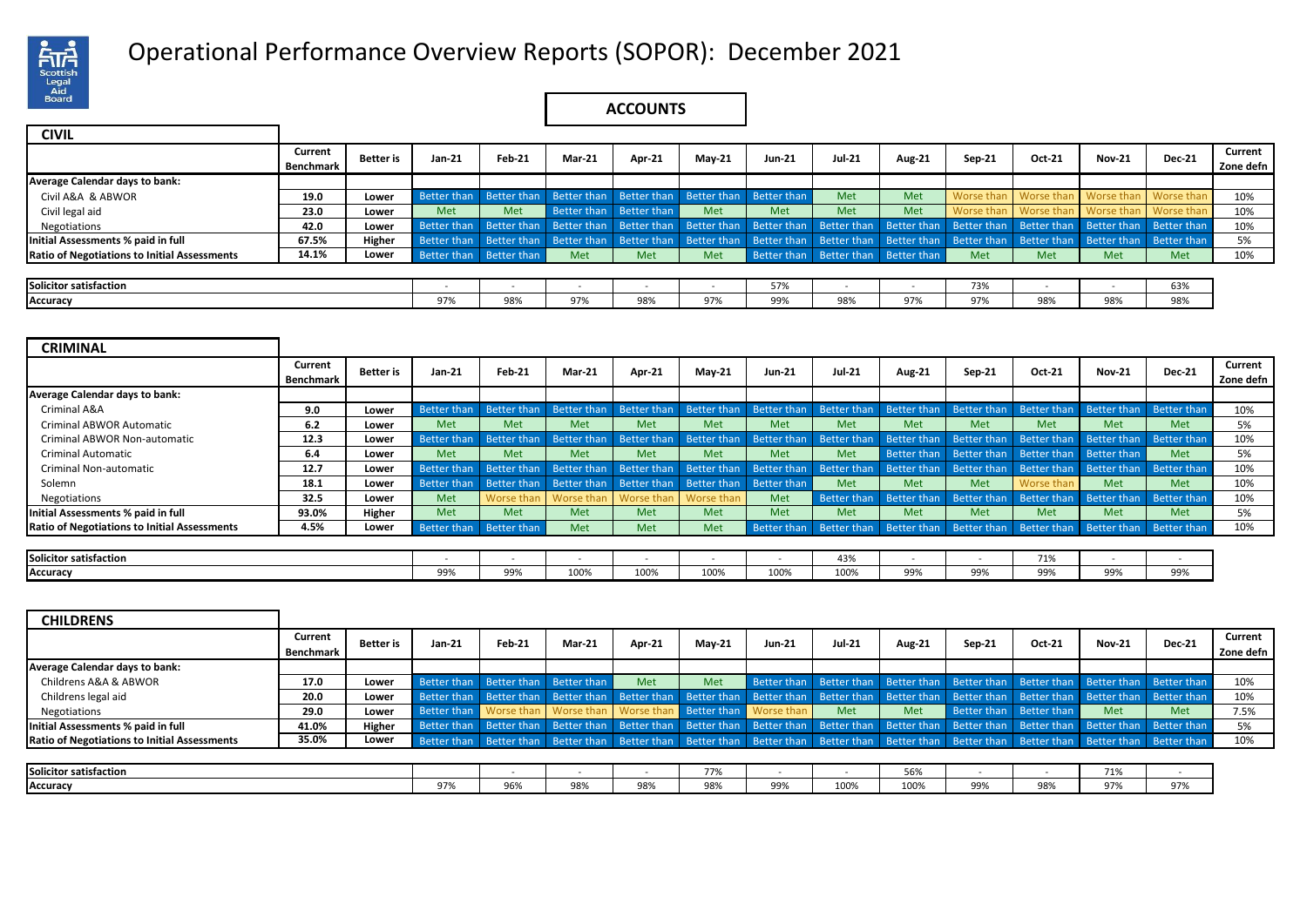# Operational Performance Overview Reports (SOPOR): December 2021

## ACCOUNTS

### CIVIL

| | Current Benchmark | Better is | Jan-21 | Feb-21 | Mar-21 | Apr-21 | May-21 | Jun-21 | Jul-21 | Aug-21 | Sep-21 | Oct-21 | Nov-21 | Dec-21 | Current Zone defn |
|---|---|---|---|---|---|---|---|---|---|---|---|---|---|---|---|
| **Average Calendar days to bank:** | | | | | | | | | | | | | | | |
| Civil A&A & ABWOR | 19.0 | Lower | Better than | Better than | Better than | Better than | Better than | Better than | Met | Met | Worse than | Worse than | Worse than | Worse than | 10% |
| Civil legal aid | 23.0 | Lower | Met | Met | Better than | Better than | Met | Met | Met | Met | Worse than | Worse than | Worse than | Worse than | 10% |
| Negotiations | 42.0 | Lower | Better than | Better than | Better than | Better than | Better than | Better than | Better than | Better than | Better than | Better than | Better than | Better than | 10% |
| **Initial Assessments % paid in full** | 67.5% | Higher | Better than | Better than | Better than | Better than | Better than | Better than | Better than | Better than | Better than | Better than | Better than | Better than | 5% |
| **Ratio of Negotiations to Initial Assessments** | 14.1% | Lower | Better than | Better than | Met | Met | Met | Better than | Better than | Better than | Met | Met | Met | Met | 10% |

| | Jan-21 | Feb-21 | Mar-21 | Apr-21 | May-21 | Jun-21 | Jul-21 | Aug-21 | Sep-21 | Oct-21 | Nov-21 | Dec-21 |
|---|---|---|---|---|---|---|---|---|---|---|---|---|
| **Solicitor satisfaction** | - | - | - | - | - | 57% | - | - | 73% | - | - | 63% |
| **Accuracy** | 97% | 98% | 97% | 98% | 97% | 99% | 98% | 97% | 97% | 98% | 98% | 98% |

### CRIMINAL

| | Current Benchmark | Better is | Jan-21 | Feb-21 | Mar-21 | Apr-21 | May-21 | Jun-21 | Jul-21 | Aug-21 | Sep-21 | Oct-21 | Nov-21 | Dec-21 | Current Zone defn |
|---|---|---|---|---|---|---|---|---|---|---|---|---|---|---|---|
| **Average Calendar days to bank:** | | | | | | | | | | | | | | | |
| Criminal A&A | 9.0 | Lower | Better than | Better than | Better than | Better than | Better than | Better than | Better than | Better than | Better than | Better than | Better than | Better than | 10% |
| Criminal ABWOR Automatic | 6.2 | Lower | Met | Met | Met | Met | Met | Met | Met | Met | Met | Met | Met | Met | 5% |
| Criminal ABWOR Non-automatic | 12.3 | Lower | Better than | Better than | Better than | Better than | Better than | Better than | Better than | Better than | Better than | Better than | Better than | Better than | 10% |
| Criminal Automatic | 6.4 | Lower | Met | Met | Met | Met | Met | Met | Met | Better than | Better than | Better than | Better than | Met | 5% |
| Criminal Non-automatic | 12.7 | Lower | Better than | Better than | Better than | Better than | Better than | Better than | Better than | Better than | Better than | Better than | Better than | Better than | 10% |
| Solemn | 18.1 | Lower | Better than | Better than | Better than | Better than | Better than | Better than | Met | Met | Met | Worse than | Met | Met | 10% |
| Negotiations | 32.5 | Lower | Met | Worse than | Worse than | Worse than | Worse than | Met | Better than | Better than | Better than | Better than | Better than | Better than | 10% |
| **Initial Assessments % paid in full** | 93.0% | Higher | Met | Met | Met | Met | Met | Met | Met | Met | Met | Met | Met | Met | 5% |
| **Ratio of Negotiations to Initial Assessments** | 4.5% | Lower | Better than | Better than | Met | Met | Met | Better than | Better than | Better than | Better than | Better than | Better than | Better than | 10% |

| | Jan-21 | Feb-21 | Mar-21 | Apr-21 | May-21 | Jun-21 | Jul-21 | Aug-21 | Sep-21 | Oct-21 | Nov-21 | Dec-21 |
|---|---|---|---|---|---|---|---|---|---|---|---|---|
| **Solicitor satisfaction** | - | - | - | - | - | - | 43% | - | - | 71% | - | - |
| **Accuracy** | 99% | 99% | 100% | 100% | 100% | 100% | 100% | 99% | 99% | 99% | 99% | 99% |

### CHILDRENS

| | Current Benchmark | Better is | Jan-21 | Feb-21 | Mar-21 | Apr-21 | May-21 | Jun-21 | Jul-21 | Aug-21 | Sep-21 | Oct-21 | Nov-21 | Dec-21 | Current Zone defn |
|---|---|---|---|---|---|---|---|---|---|---|---|---|---|---|---|
| **Average Calendar days to bank:** | | | | | | | | | | | | | | | |
| Childrens A&A & ABWOR | 17.0 | Lower | Better than | Better than | Better than | Met | Met | Better than | Better than | Better than | Better than | Better than | Better than | Better than | 10% |
| Childrens legal aid | 20.0 | Lower | Better than | Better than | Better than | Better than | Better than | Better than | Better than | Better than | Better than | Better than | Better than | Better than | 10% |
| Negotiations | 29.0 | Lower | Better than | Worse than | Worse than | Worse than | Better than | Worse than | Met | Met | Better than | Better than | Met | Met | 7.5% |
| **Initial Assessments % paid in full** | 41.0% | Higher | Better than | Better than | Better than | Better than | Better than | Better than | Better than | Better than | Better than | Better than | Better than | Better than | 5% |
| **Ratio of Negotiations to Initial Assessments** | 35.0% | Lower | Better than | Better than | Better than | Better than | Better than | Better than | Better than | Better than | Better than | Better than | Better than | Better than | 10% |

| | Jan-21 | Feb-21 | Mar-21 | Apr-21 | May-21 | Jun-21 | Jul-21 | Aug-21 | Sep-21 | Oct-21 | Nov-21 | Dec-21 |
|---|---|---|---|---|---|---|---|---|---|---|---|---|
| **Solicitor satisfaction** | | - | - | - | 77% | - | - | 56% | - | - | 71% | - |
| **Accuracy** | 97% | 96% | 98% | 98% | 98% | 99% | 100% | 100% | 99% | 98% | 97% | 97% |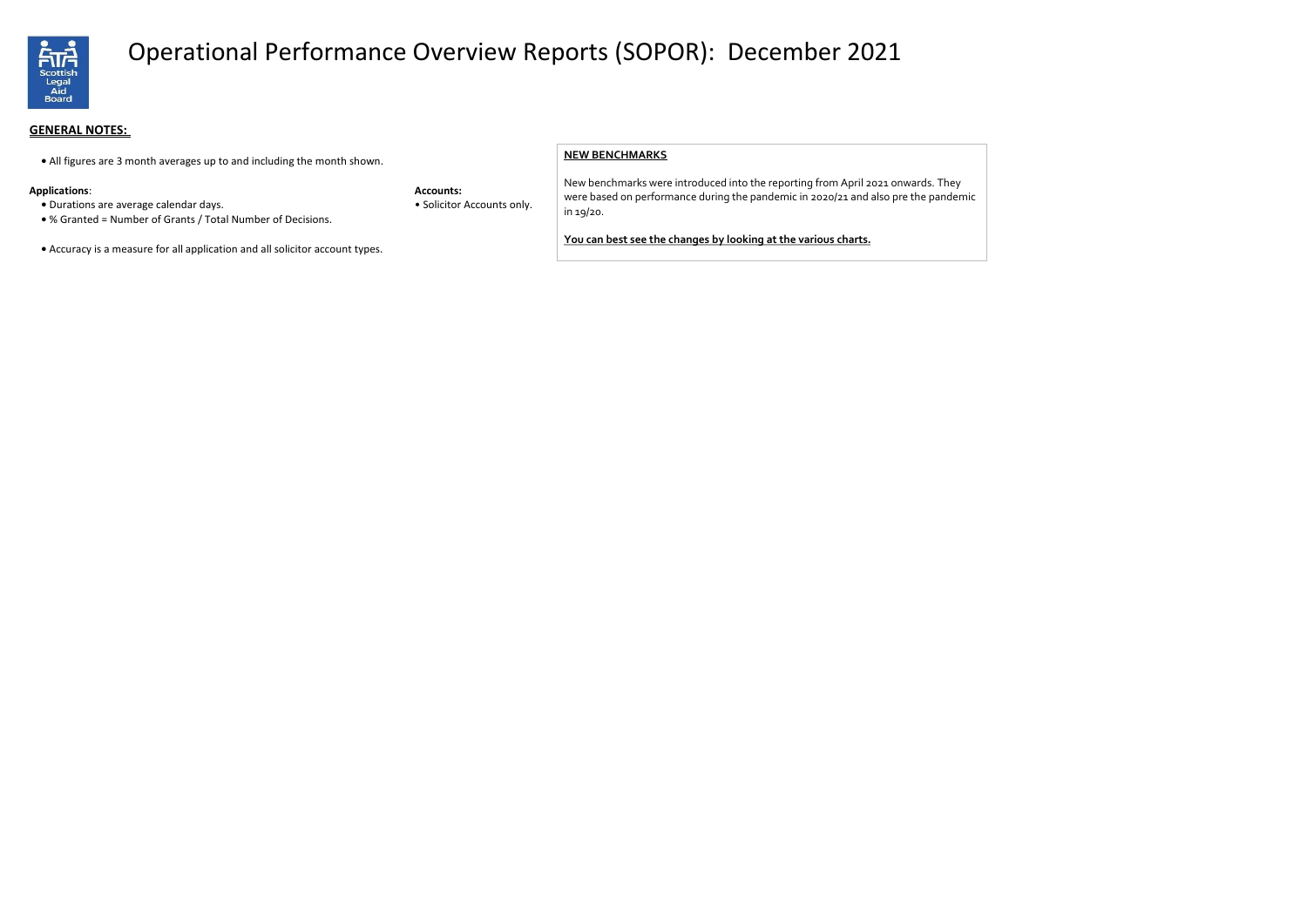# Operational Performance Overview Reports (SOPOR): December 2021

Scottish Legal Aid Board

**GENERAL NOTES:**

- All figures are 3 month averages up to and including the month shown.

**Applications**:

- Durations are average calendar days.
- % Granted = Number of Grants / Total Number of Decisions.

- Accuracy is a measure for all application and all solicitor account types.

**Accounts:**

- Solicitor Accounts only.

**NEW BENCHMARKS**

New benchmarks were introduced into the reporting from April 2021 onwards. They were based on performance during the pandemic in 2020/21 and also pre the pandemic in 19/20.

**You can best see the changes by looking at the various charts.**